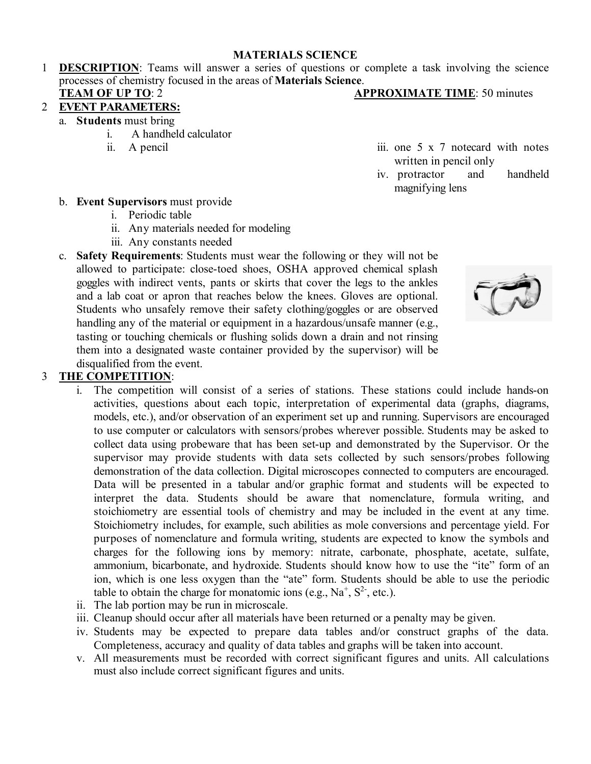# MATERIALS SCIENCE

1. **DESCRIPTION**: Teams will answer a series of questions or complete a task involving the science processes of chemistry focused in the areas of **Materials Science**.

   **TEAM OF UP TO**: 2 **APPROXIMATE TIME**: 50 minutes

2. **EVENT PARAMETERS:**

   a. **Students** must bring
      - i. A handheld calculator
      - ii. A pencil
      - iii. one 5 x 7 notecard with notes written in pencil only
      - iv. protractor and handheld magnifying lens

   b. **Event Supervisors** must provide
      - i. Periodic table
      - ii. Any materials needed for modeling
      - iii. Any constants needed

   c. **Safety Requirements**: Students must wear the following or they will not be allowed to participate: close-toed shoes, OSHA approved chemical splash goggles with indirect vents, pants or skirts that cover the legs to the ankles and a lab coat or apron that reaches below the knees. Gloves are optional. Students who unsafely remove their safety clothing/goggles or are observed handling any of the material or equipment in a hazardous/unsafe manner (e.g., tasting or touching chemicals or flushing solids down a drain and not rinsing them into a designated waste container provided by the supervisor) will be disqualified from the event.

3. **THE COMPETITION**:

   i. The competition will consist of a series of stations. These stations could include hands-on activities, questions about each topic, interpretation of experimental data (graphs, diagrams, models, etc.), and/or observation of an experiment set up and running. Supervisors are encouraged to use computer or calculators with sensors/probes wherever possible. Students may be asked to collect data using probeware that has been set-up and demonstrated by the Supervisor. Or the supervisor may provide students with data sets collected by such sensors/probes following demonstration of the data collection. Digital microscopes connected to computers are encouraged. Data will be presented in a tabular and/or graphic format and students will be expected to interpret the data. Students should be aware that nomenclature, formula writing, and stoichiometry are essential tools of chemistry and may be included in the event at any time. Stoichiometry includes, for example, such abilities as mole conversions and percentage yield. For purposes of nomenclature and formula writing, students are expected to know the symbols and charges for the following ions by memory: nitrate, carbonate, phosphate, acetate, sulfate, ammonium, bicarbonate, and hydroxide. Students should know how to use the "ite" form of an ion, which is one less oxygen than the "ate" form. Students should be able to use the periodic table to obtain the charge for monatomic ions (e.g., $Na^{+}$, $S^{2-}$, etc.).

   ii. The lab portion may be run in microscale.

   iii. Cleanup should occur after all materials have been returned or a penalty may be given.

   iv. Students may be expected to prepare data tables and/or construct graphs of the data. Completeness, accuracy and quality of data tables and graphs will be taken into account.

   v. All measurements must be recorded with correct significant figures and units. All calculations must also include correct significant figures and units.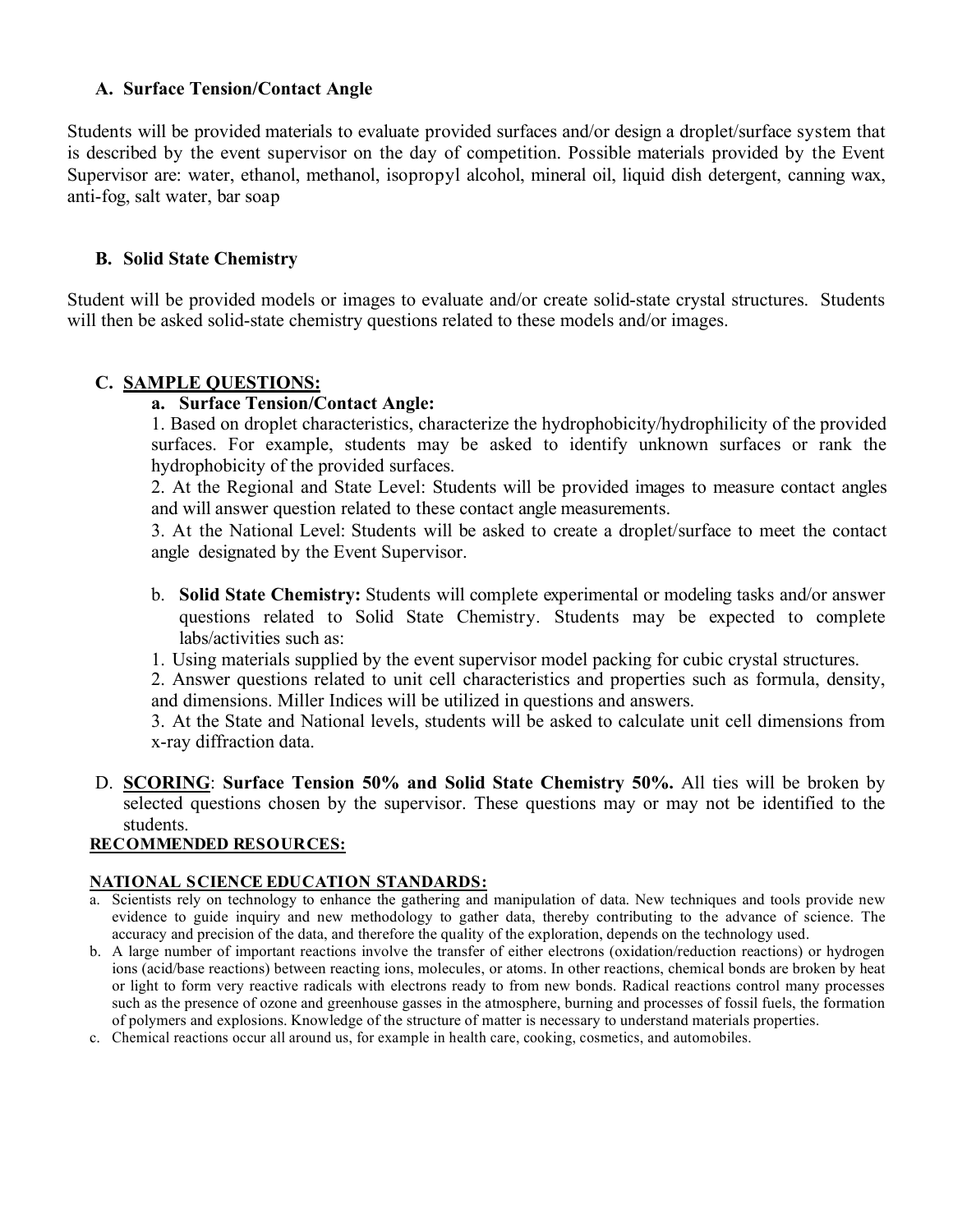### A. Surface Tension/Contact Angle

Students will be provided materials to evaluate provided surfaces and/or design a droplet/surface system that is described by the event supervisor on the day of competition. Possible materials provided by the Event Supervisor are: water, ethanol, methanol, isopropyl alcohol, mineral oil, liquid dish detergent, canning wax, anti-fog, salt water, bar soap

### B. Solid State Chemistry

Student will be provided models or images to evaluate and/or create solid-state crystal structures. Students will then be asked solid-state chemistry questions related to these models and/or images.

### C. SAMPLE QUESTIONS:

**a. Surface Tension/Contact Angle:**

1. Based on droplet characteristics, characterize the hydrophobicity/hydrophilicity of the provided surfaces. For example, students may be asked to identify unknown surfaces or rank the hydrophobicity of the provided surfaces.
2. At the Regional and State Level: Students will be provided images to measure contact angles and will answer question related to these contact angle measurements.
3. At the National Level: Students will be asked to create a droplet/surface to meet the contact angle designated by the Event Supervisor.

b. **Solid State Chemistry:** Students will complete experimental or modeling tasks and/or answer questions related to Solid State Chemistry. Students may be expected to complete labs/activities such as:

1. Using materials supplied by the event supervisor model packing for cubic crystal structures.
2. Answer questions related to unit cell characteristics and properties such as formula, density, and dimensions. Miller Indices will be utilized in questions and answers.
3. At the State and National levels, students will be asked to calculate unit cell dimensions from x-ray diffraction data.

D. **SCORING**: **Surface Tension 50% and Solid State Chemistry 50%.** All ties will be broken by selected questions chosen by the supervisor. These questions may or may not be identified to the students.

**RECOMMENDED RESOURCES:**

**NATIONAL SCIENCE EDUCATION STANDARDS:**

a. Scientists rely on technology to enhance the gathering and manipulation of data. New techniques and tools provide new evidence to guide inquiry and new methodology to gather data, thereby contributing to the advance of science. The accuracy and precision of the data, and therefore the quality of the exploration, depends on the technology used.

b. A large number of important reactions involve the transfer of either electrons (oxidation/reduction reactions) or hydrogen ions (acid/base reactions) between reacting ions, molecules, or atoms. In other reactions, chemical bonds are broken by heat or light to form very reactive radicals with electrons ready to from new bonds. Radical reactions control many processes such as the presence of ozone and greenhouse gasses in the atmosphere, burning and processes of fossil fuels, the formation of polymers and explosions. Knowledge of the structure of matter is necessary to understand materials properties.

c. Chemical reactions occur all around us, for example in health care, cooking, cosmetics, and automobiles.